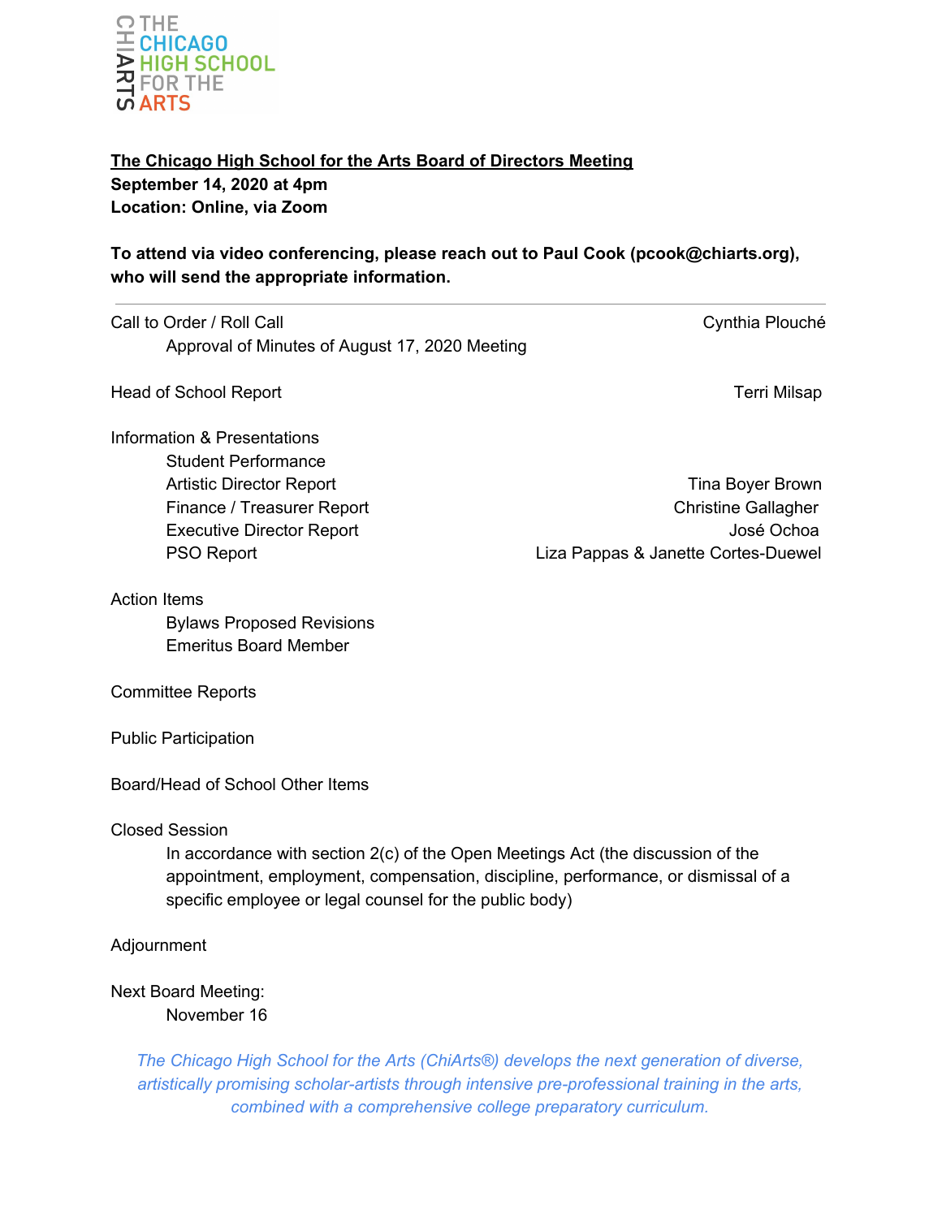THE CHICAGO HIGH SCHOOL FOR THE ARTS

**The Chicago High School for the Arts Board of Directors Meeting**
**September 14, 2020 at 4pm**
**Location: Online, via Zoom**

**To attend via video conferencing, please reach out to Paul Cook (pcook@chiarts.org), who will send the appropriate information.**

---

Call to Order / Roll Call — Cynthia Plouché
- Approval of Minutes of August 17, 2020 Meeting

Head of School Report — Terri Milsap

Information & Presentations
- Student Performance
- Artistic Director Report — Tina Boyer Brown
- Finance / Treasurer Report — Christine Gallagher
- Executive Director Report — José Ochoa
- PSO Report — Liza Pappas & Janette Cortes-Duewel

Action Items
- Bylaws Proposed Revisions
- Emeritus Board Member

Committee Reports

Public Participation

Board/Head of School Other Items

Closed Session
- In accordance with section 2(c) of the Open Meetings Act (the discussion of the appointment, employment, compensation, discipline, performance, or dismissal of a specific employee or legal counsel for the public body)

Adjournment

Next Board Meeting:
- November 16

*The Chicago High School for the Arts (ChiArts®) develops the next generation of diverse, artistically promising scholar-artists through intensive pre-professional training in the arts, combined with a comprehensive college preparatory curriculum.*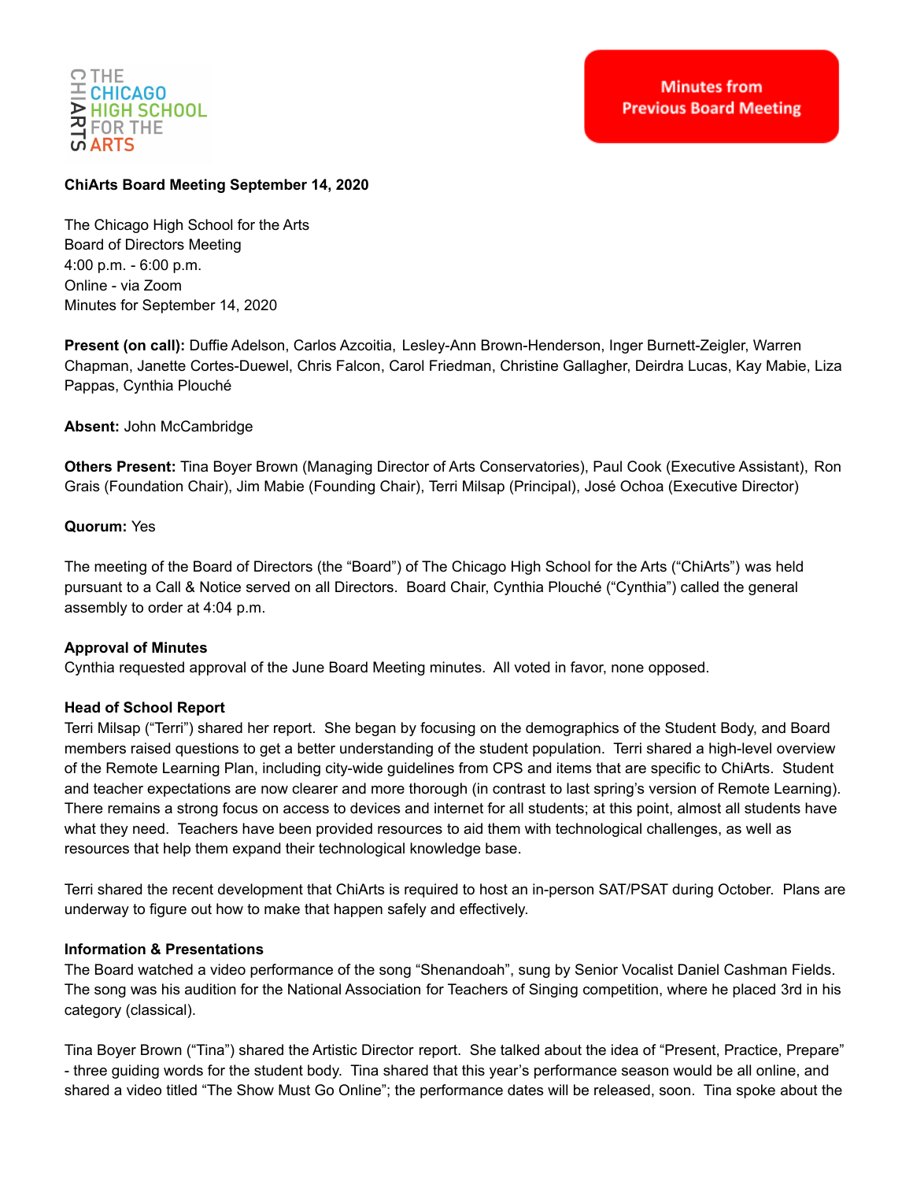**ChiArts Board Meeting September 14, 2020**

The Chicago High School for the Arts
Board of Directors Meeting
4:00 p.m. - 6:00 p.m.
Online - via Zoom
Minutes for September 14, 2020

**Present (on call):** Duffie Adelson, Carlos Azcoitia, Lesley-Ann Brown-Henderson, Inger Burnett-Zeigler, Warren Chapman, Janette Cortes-Duewel, Chris Falcon, Carol Friedman, Christine Gallagher, Deirdra Lucas, Kay Mabie, Liza Pappas, Cynthia Plouché

**Absent:** John McCambridge

**Others Present:** Tina Boyer Brown (Managing Director of Arts Conservatories), Paul Cook (Executive Assistant), Ron Grais (Foundation Chair), Jim Mabie (Founding Chair), Terri Milsap (Principal), José Ochoa (Executive Director)

**Quorum:** Yes

The meeting of the Board of Directors (the "Board") of The Chicago High School for the Arts ("ChiArts") was held pursuant to a Call & Notice served on all Directors. Board Chair, Cynthia Plouché ("Cynthia") called the general assembly to order at 4:04 p.m.

**Approval of Minutes**
Cynthia requested approval of the June Board Meeting minutes. All voted in favor, none opposed.

**Head of School Report**
Terri Milsap ("Terri") shared her report. She began by focusing on the demographics of the Student Body, and Board members raised questions to get a better understanding of the student population. Terri shared a high-level overview of the Remote Learning Plan, including city-wide guidelines from CPS and items that are specific to ChiArts. Student and teacher expectations are now clearer and more thorough (in contrast to last spring's version of Remote Learning). There remains a strong focus on access to devices and internet for all students; at this point, almost all students have what they need. Teachers have been provided resources to aid them with technological challenges, as well as resources that help them expand their technological knowledge base.

Terri shared the recent development that ChiArts is required to host an in-person SAT/PSAT during October. Plans are underway to figure out how to make that happen safely and effectively.

**Information & Presentations**
The Board watched a video performance of the song "Shenandoah", sung by Senior Vocalist Daniel Cashman Fields. The song was his audition for the National Association for Teachers of Singing competition, where he placed 3rd in his category (classical).

Tina Boyer Brown ("Tina") shared the Artistic Director report. She talked about the idea of "Present, Practice, Prepare" - three guiding words for the student body. Tina shared that this year's performance season would be all online, and shared a video titled "The Show Must Go Online"; the performance dates will be released, soon. Tina spoke about the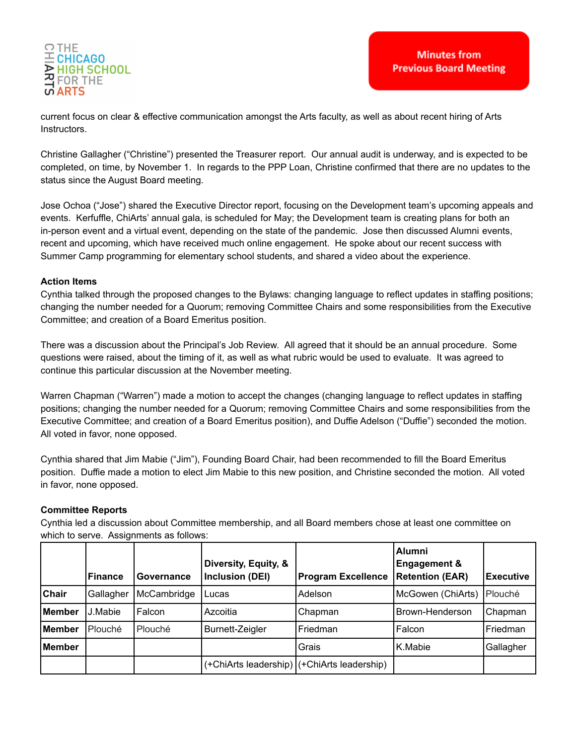current focus on clear & effective communication amongst the Arts faculty, as well as about recent hiring of Arts Instructors.

Christine Gallagher ("Christine") presented the Treasurer report. Our annual audit is underway, and is expected to be completed, on time, by November 1. In regards to the PPP Loan, Christine confirmed that there are no updates to the status since the August Board meeting.

Jose Ochoa ("Jose") shared the Executive Director report, focusing on the Development team's upcoming appeals and events. Kerfuffle, ChiArts' annual gala, is scheduled for May; the Development team is creating plans for both an in-person event and a virtual event, depending on the state of the pandemic. Jose then discussed Alumni events, recent and upcoming, which have received much online engagement. He spoke about our recent success with Summer Camp programming for elementary school students, and shared a video about the experience.

**Action Items**

Cynthia talked through the proposed changes to the Bylaws: changing language to reflect updates in staffing positions; changing the number needed for a Quorum; removing Committee Chairs and some responsibilities from the Executive Committee; and creation of a Board Emeritus position.

There was a discussion about the Principal's Job Review. All agreed that it should be an annual procedure. Some questions were raised, about the timing of it, as well as what rubric would be used to evaluate. It was agreed to continue this particular discussion at the November meeting.

Warren Chapman ("Warren") made a motion to accept the changes (changing language to reflect updates in staffing positions; changing the number needed for a Quorum; removing Committee Chairs and some responsibilities from the Executive Committee; and creation of a Board Emeritus position), and Duffie Adelson ("Duffie") seconded the motion. All voted in favor, none opposed.

Cynthia shared that Jim Mabie ("Jim"), Founding Board Chair, had been recommended to fill the Board Emeritus position. Duffie made a motion to elect Jim Mabie to this new position, and Christine seconded the motion. All voted in favor, none opposed.

**Committee Reports**

Cynthia led a discussion about Committee membership, and all Board members chose at least one committee on which to serve. Assignments as follows:

| | Finance | Governance | Diversity, Equity, & Inclusion (DEI) | Program Excellence | Alumni Engagement & Retention (EAR) | Executive |
|---|---|---|---|---|---|---|
| **Chair** | Gallagher | McCambridge | Lucas | Adelson | McGowen (ChiArts) | Plouché |
| **Member** | J.Mabie | Falcon | Azcoitia | Chapman | Brown-Henderson | Chapman |
| **Member** | Plouché | Plouché | Burnett-Zeigler | Friedman | Falcon | Friedman |
| **Member** | | | | Grais | K.Mabie | Gallagher |
| | | | (+ChiArts leadership) | (+ChiArts leadership) | | |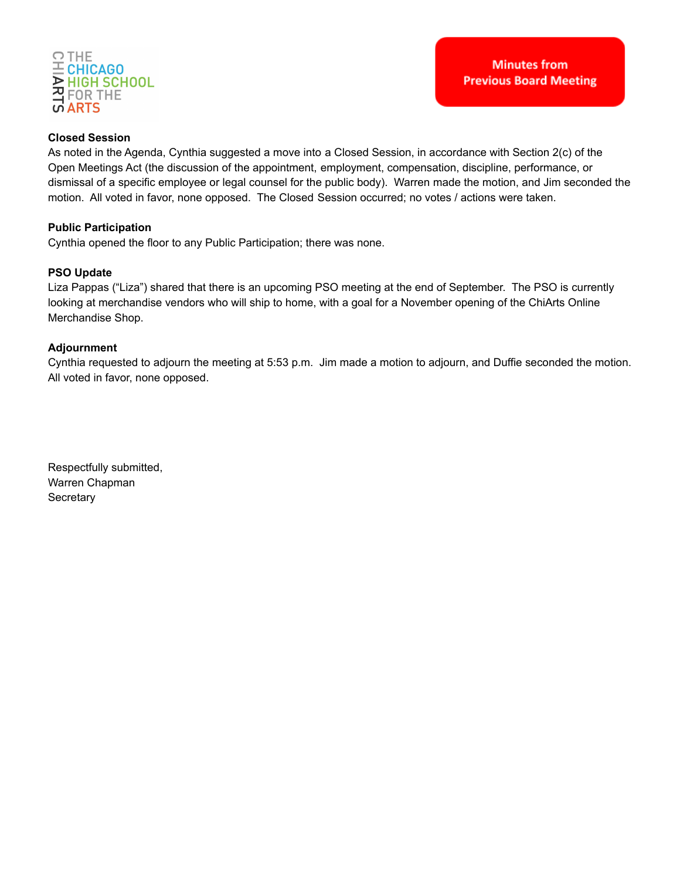**Closed Session**

As noted in the Agenda, Cynthia suggested a move into a Closed Session, in accordance with Section 2(c) of the Open Meetings Act (the discussion of the appointment, employment, compensation, discipline, performance, or dismissal of a specific employee or legal counsel for the public body). Warren made the motion, and Jim seconded the motion. All voted in favor, none opposed. The Closed Session occurred; no votes / actions were taken.

**Public Participation**

Cynthia opened the floor to any Public Participation; there was none.

**PSO Update**

Liza Pappas ("Liza") shared that there is an upcoming PSO meeting at the end of September. The PSO is currently looking at merchandise vendors who will ship to home, with a goal for a November opening of the ChiArts Online Merchandise Shop.

**Adjournment**

Cynthia requested to adjourn the meeting at 5:53 p.m. Jim made a motion to adjourn, and Duffie seconded the motion. All voted in favor, none opposed.

Respectfully submitted,
Warren Chapman
Secretary